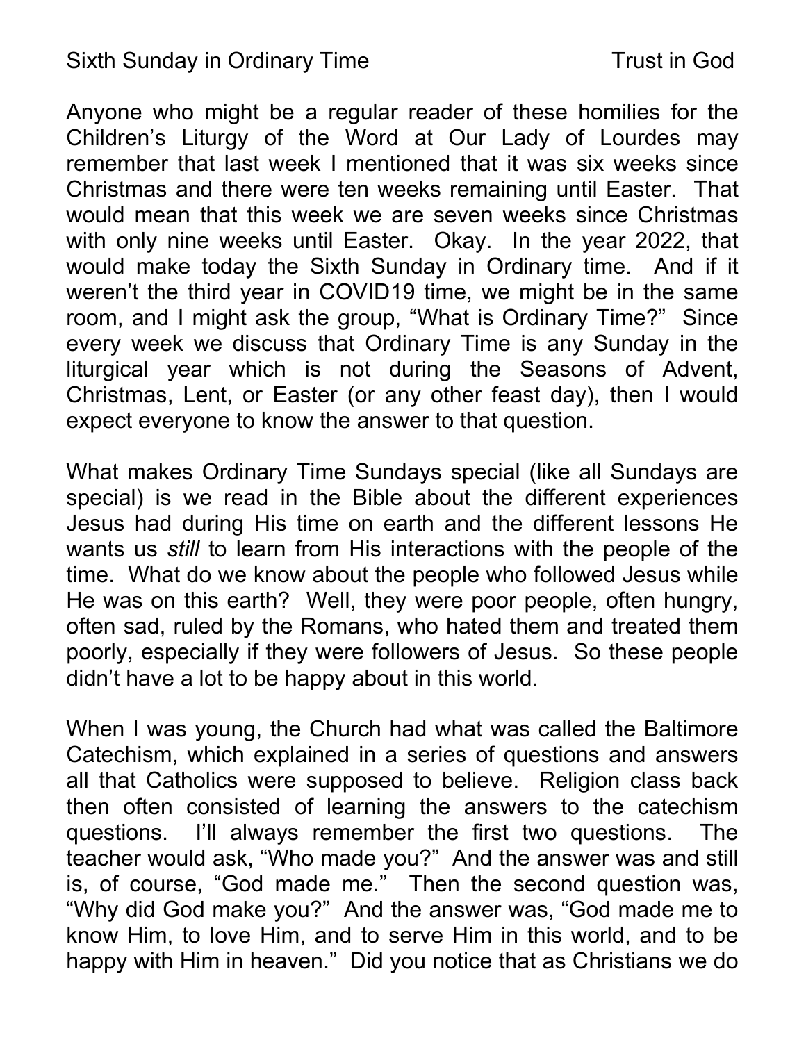Sixth Sunday in Ordinary Time Trust in God

Anyone who might be a regular reader of these homilies for the Children's Liturgy of the Word at Our Lady of Lourdes may remember that last week I mentioned that it was six weeks since Christmas and there were ten weeks remaining until Easter. That would mean that this week we are seven weeks since Christmas with only nine weeks until Easter. Okay. In the year 2022, that would make today the Sixth Sunday in Ordinary time. And if it weren't the third year in COVID19 time, we might be in the same room, and I might ask the group, "What is Ordinary Time?" Since every week we discuss that Ordinary Time is any Sunday in the liturgical year which is not during the Seasons of Advent, Christmas, Lent, or Easter (or any other feast day), then I would expect everyone to know the answer to that question.

What makes Ordinary Time Sundays special (like all Sundays are special) is we read in the Bible about the different experiences Jesus had during His time on earth and the different lessons He wants us *still* to learn from His interactions with the people of the time. What do we know about the people who followed Jesus while He was on this earth? Well, they were poor people, often hungry, often sad, ruled by the Romans, who hated them and treated them poorly, especially if they were followers of Jesus. So these people didn't have a lot to be happy about in this world.

When I was young, the Church had what was called the Baltimore Catechism, which explained in a series of questions and answers all that Catholics were supposed to believe. Religion class back then often consisted of learning the answers to the catechism questions. I'll always remember the first two questions. The teacher would ask, "Who made you?" And the answer was and still is, of course, "God made me." Then the second question was, "Why did God make you?" And the answer was, "God made me to know Him, to love Him, and to serve Him in this world, and to be happy with Him in heaven." Did you notice that as Christians we do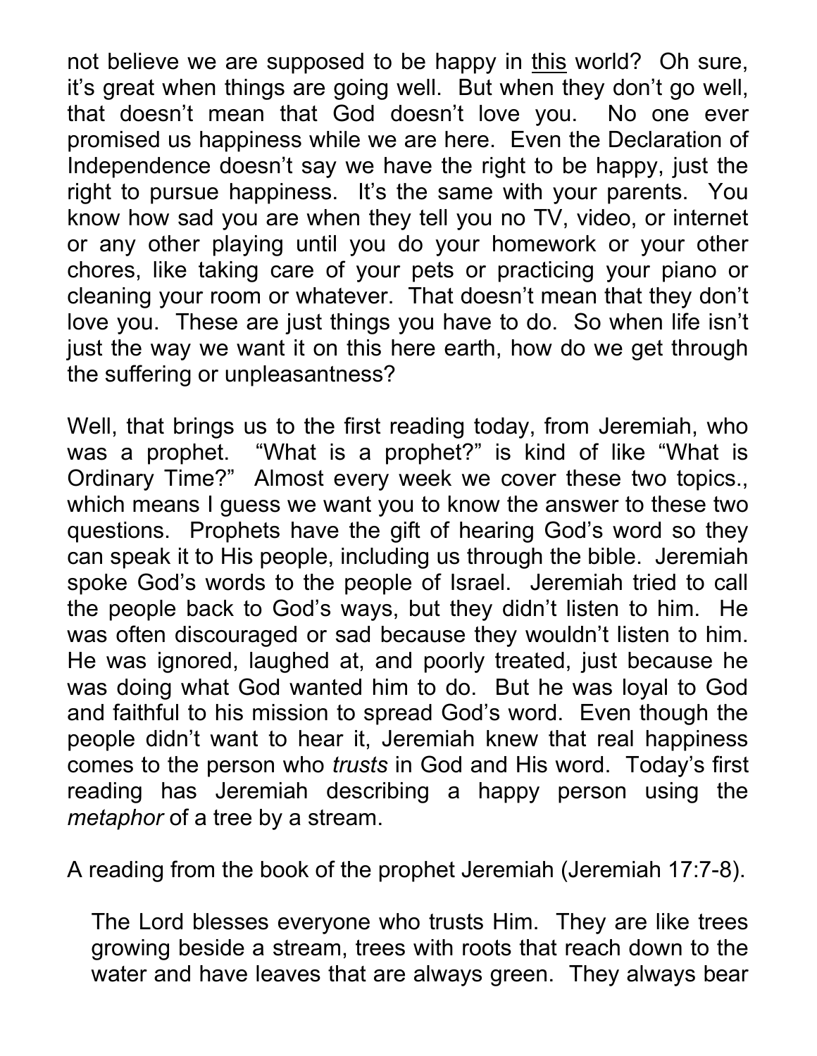not believe we are supposed to be happy in <u>this</u> world? Oh sure, it's great when things are going well. But when they don't go well, that doesn't mean that God doesn't love you. No one ever promised us happiness while we are here. Even the Declaration of Independence doesn't say we have the right to be happy, just the right to pursue happiness. It's the same with your parents. You know how sad you are when they tell you no TV, video, or internet or any other playing until you do your homework or your other chores, like taking care of your pets or practicing your piano or cleaning your room or whatever. That doesn't mean that they don't love you. These are just things you have to do. So when life isn't just the way we want it on this here earth, how do we get through the suffering or unpleasantness?

Well, that brings us to the first reading today, from Jeremiah, who was a prophet. "What is a prophet?" is kind of like "What is Ordinary Time?" Almost every week we cover these two topics., which means I guess we want you to know the answer to these two questions. Prophets have the gift of hearing God's word so they can speak it to His people, including us through the bible. Jeremiah spoke God's words to the people of Israel. Jeremiah tried to call the people back to God's ways, but they didn't listen to him. He was often discouraged or sad because they wouldn't listen to him. He was ignored, laughed at, and poorly treated, just because he was doing what God wanted him to do. But he was loyal to God and faithful to his mission to spread God's word. Even though the people didn't want to hear it, Jeremiah knew that real happiness comes to the person who *trusts* in God and His word. Today's first reading has Jeremiah describing a happy person using the *metaphor* of a tree by a stream.

A reading from the book of the prophet Jeremiah (Jeremiah 17:7-8).

> The Lord blesses everyone who trusts Him. They are like trees growing beside a stream, trees with roots that reach down to the water and have leaves that are always green. They always bear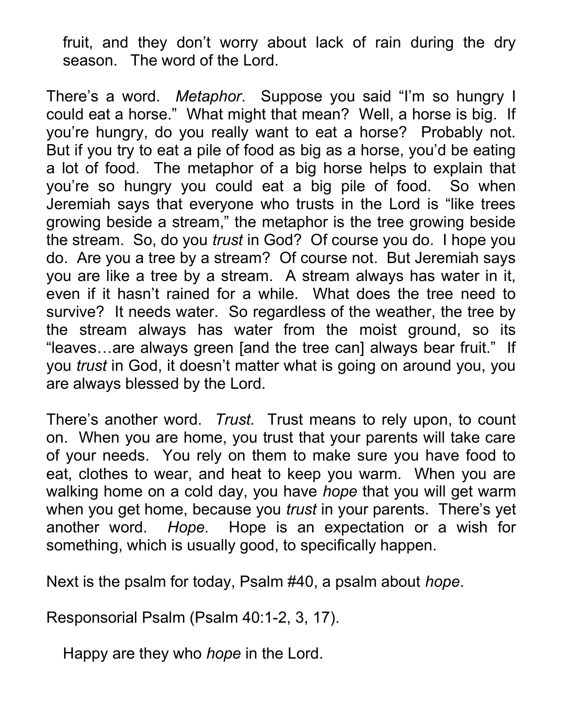fruit, and they don't worry about lack of rain during the dry season. The word of the Lord.

There's a word. *Metaphor*. Suppose you said "I'm so hungry I could eat a horse." What might that mean? Well, a horse is big. If you're hungry, do you really want to eat a horse? Probably not. But if you try to eat a pile of food as big as a horse, you'd be eating a lot of food. The metaphor of a big horse helps to explain that you're so hungry you could eat a big pile of food. So when Jeremiah says that everyone who trusts in the Lord is "like trees growing beside a stream," the metaphor is the tree growing beside the stream. So, do you *trust* in God? Of course you do. I hope you do. Are you a tree by a stream? Of course not. But Jeremiah says you are like a tree by a stream. A stream always has water in it, even if it hasn't rained for a while. What does the tree need to survive? It needs water. So regardless of the weather, the tree by the stream always has water from the moist ground, so its "leaves…are always green [and the tree can] always bear fruit." If you *trust* in God, it doesn't matter what is going on around you, you are always blessed by the Lord.

There's another word. *Trust.* Trust means to rely upon, to count on. When you are home, you trust that your parents will take care of your needs. You rely on them to make sure you have food to eat, clothes to wear, and heat to keep you warm. When you are walking home on a cold day, you have *hope* that you will get warm when you get home, because you *trust* in your parents. There's yet another word. *Hope.* Hope is an expectation or a wish for something, which is usually good, to specifically happen.

Next is the psalm for today, Psalm #40, a psalm about *hope*.

Responsorial Psalm (Psalm 40:1-2, 3, 17).

Happy are they who *hope* in the Lord.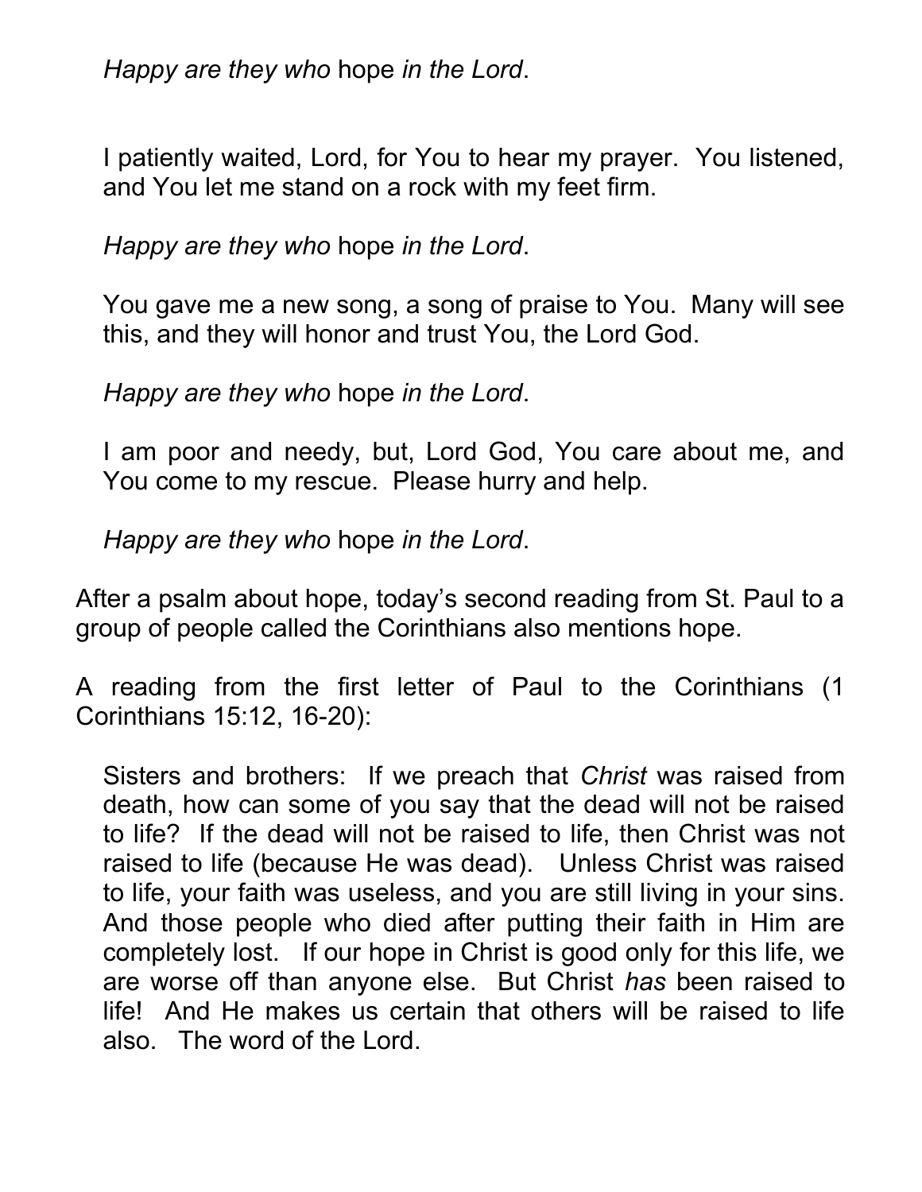*Happy are they who* hope *in the Lord*.

I patiently waited, Lord, for You to hear my prayer. You listened, and You let me stand on a rock with my feet firm.

*Happy are they who* hope *in the Lord*.

You gave me a new song, a song of praise to You. Many will see this, and they will honor and trust You, the Lord God.

*Happy are they who* hope *in the Lord*.

I am poor and needy, but, Lord God, You care about me, and You come to my rescue. Please hurry and help.

*Happy are they who* hope *in the Lord*.

After a psalm about hope, today's second reading from St. Paul to a group of people called the Corinthians also mentions hope.

A reading from the first letter of Paul to the Corinthians (1 Corinthians 15:12, 16-20):

Sisters and brothers: If we preach that *Christ* was raised from death, how can some of you say that the dead will not be raised to life? If the dead will not be raised to life, then Christ was not raised to life (because He was dead). Unless Christ was raised to life, your faith was useless, and you are still living in your sins. And those people who died after putting their faith in Him are completely lost. If our hope in Christ is good only for this life, we are worse off than anyone else. But Christ *has* been raised to life! And He makes us certain that others will be raised to life also. The word of the Lord.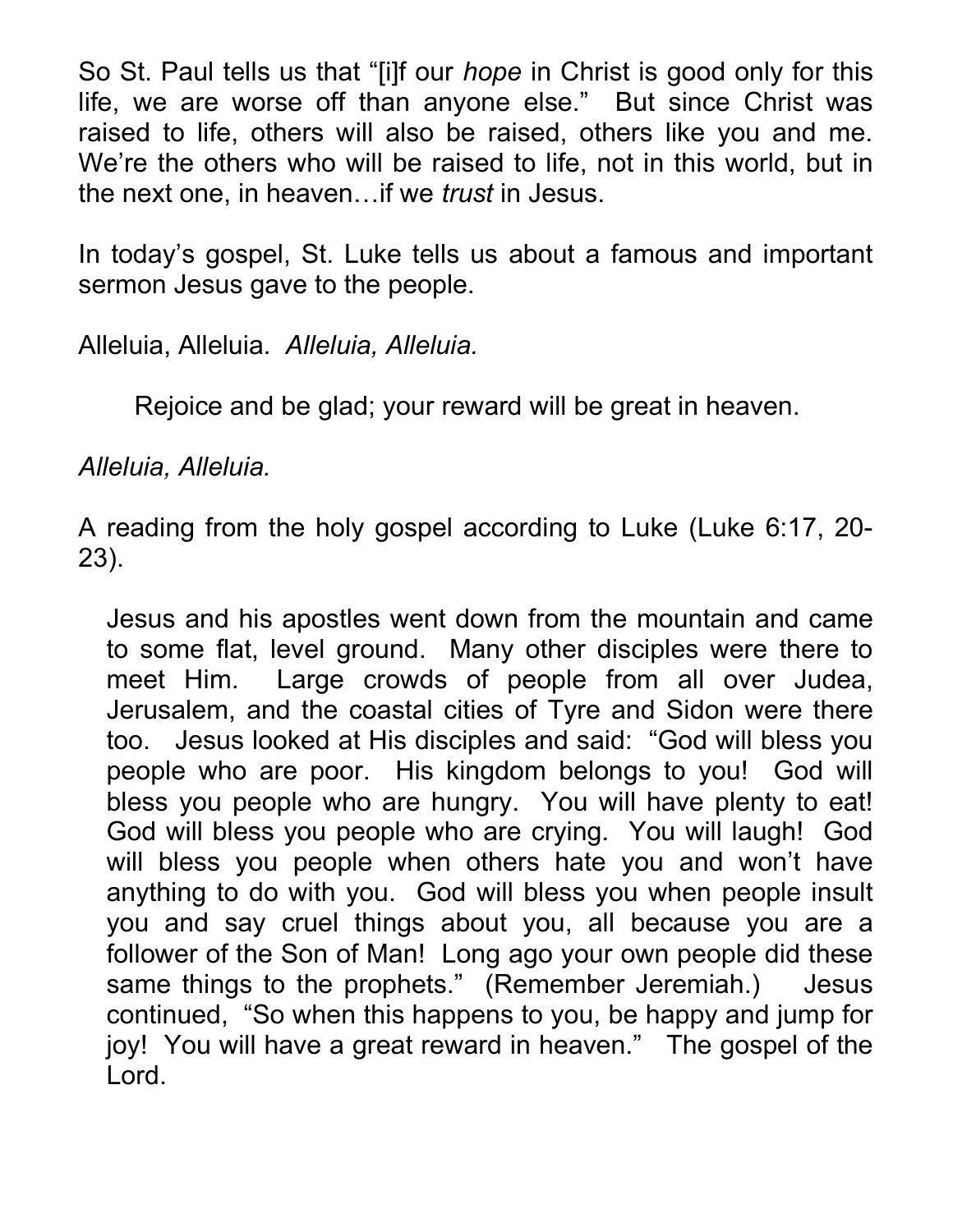So St. Paul tells us that "[i]f our *hope* in Christ is good only for this life, we are worse off than anyone else." But since Christ was raised to life, others will also be raised, others like you and me. We're the others who will be raised to life, not in this world, but in the next one, in heaven…if we *trust* in Jesus.

In today's gospel, St. Luke tells us about a famous and important sermon Jesus gave to the people.

Alleluia, Alleluia. *Alleluia, Alleluia.*

> Rejoice and be glad; your reward will be great in heaven.

*Alleluia, Alleluia.*

A reading from the holy gospel according to Luke (Luke 6:17, 20-23).

> Jesus and his apostles went down from the mountain and came to some flat, level ground. Many other disciples were there to meet Him. Large crowds of people from all over Judea, Jerusalem, and the coastal cities of Tyre and Sidon were there too. Jesus looked at His disciples and said: "God will bless you people who are poor. His kingdom belongs to you! God will bless you people who are hungry. You will have plenty to eat! God will bless you people who are crying. You will laugh! God will bless you people when others hate you and won't have anything to do with you. God will bless you when people insult you and say cruel things about you, all because you are a follower of the Son of Man! Long ago your own people did these same things to the prophets." (Remember Jeremiah.) Jesus continued, "So when this happens to you, be happy and jump for joy! You will have a great reward in heaven." The gospel of the Lord.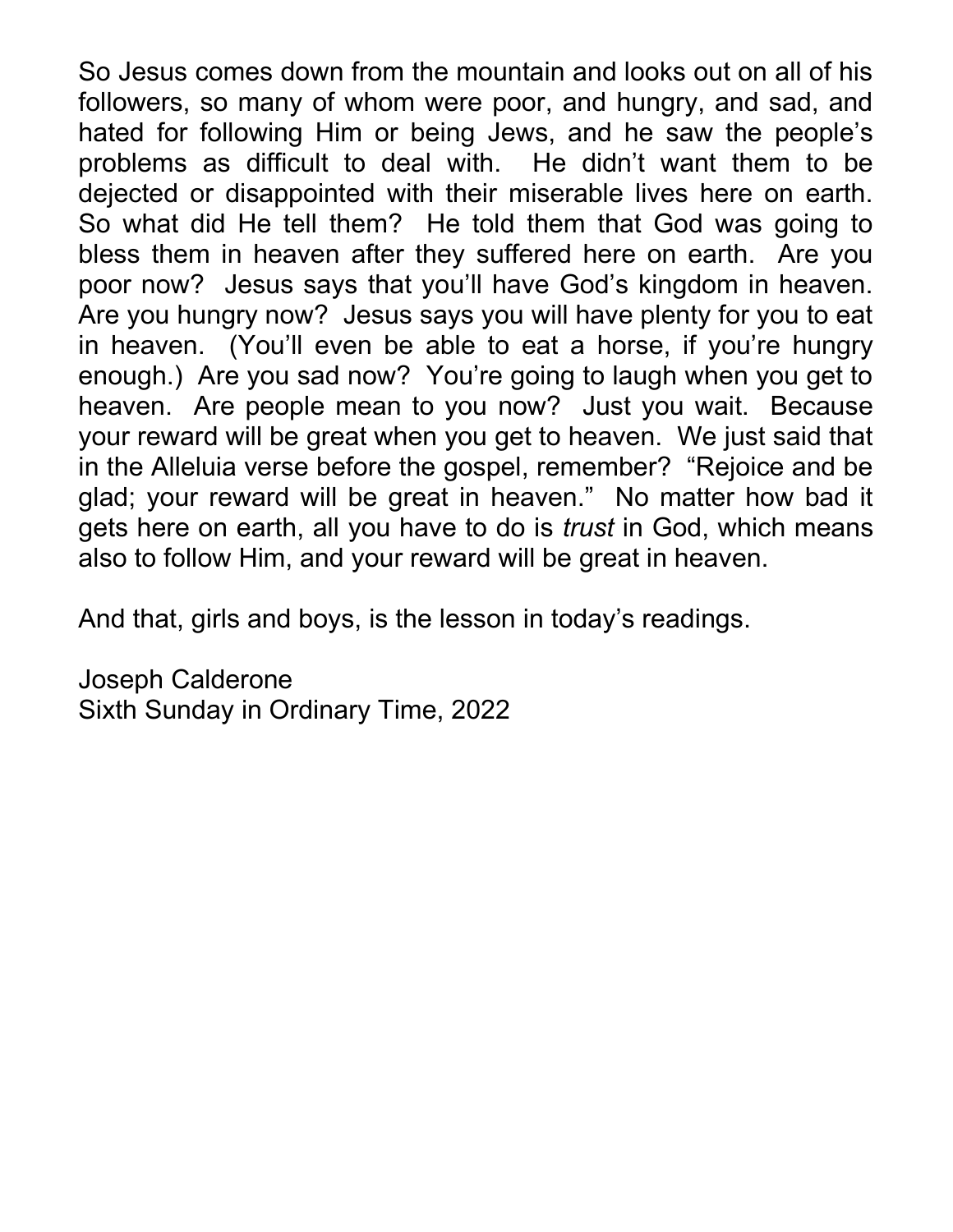So Jesus comes down from the mountain and looks out on all of his followers, so many of whom were poor, and hungry, and sad, and hated for following Him or being Jews, and he saw the people's problems as difficult to deal with. He didn't want them to be dejected or disappointed with their miserable lives here on earth. So what did He tell them? He told them that God was going to bless them in heaven after they suffered here on earth. Are you poor now? Jesus says that you'll have God's kingdom in heaven. Are you hungry now? Jesus says you will have plenty for you to eat in heaven. (You'll even be able to eat a horse, if you're hungry enough.) Are you sad now? You're going to laugh when you get to heaven. Are people mean to you now? Just you wait. Because your reward will be great when you get to heaven. We just said that in the Alleluia verse before the gospel, remember? "Rejoice and be glad; your reward will be great in heaven." No matter how bad it gets here on earth, all you have to do is *trust* in God, which means also to follow Him, and your reward will be great in heaven.

And that, girls and boys, is the lesson in today's readings.

Joseph Calderone
Sixth Sunday in Ordinary Time, 2022